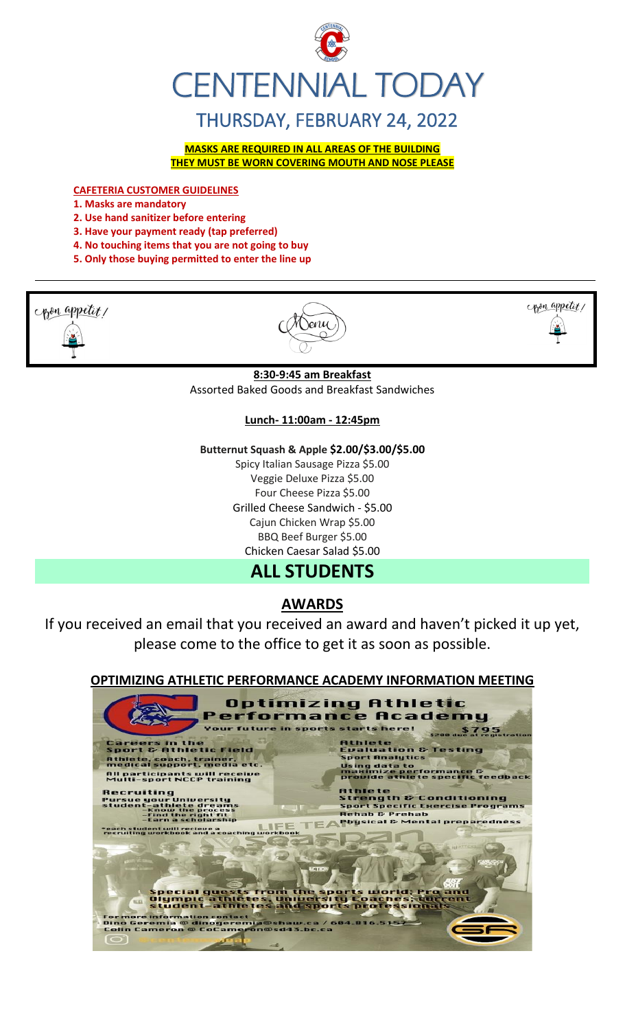# CENTENNIAL TODAY

## THURSDAY, FEBRUARY 24, 2022

**MASKS ARE REQUIRED IN ALL AREAS OF THE BUILDING**
**THEY MUST BE WORN COVERING MOUTH AND NOSE PLEASE**

**CAFETERIA CUSTOMER GUIDELINES**

1. **Masks are mandatory**
2. **Use hand sanitizer before entering**
3. **Have your payment ready (tap preferred)**
4. **No touching items that you are not going to buy**
5. **Only those buying permitted to enter the line up**

---

Bon appetit! Menu Bon appetit!

**8:30-9:45 am Breakfast**
Assorted Baked Goods and Breakfast Sandwiches

**Lunch- 11:00am - 12:45pm**

**Butternut Squash & Apple $2.00/$3.00/$5.00**
Spicy Italian Sausage Pizza $5.00
Veggie Deluxe Pizza $5.00
Four Cheese Pizza $5.00
Grilled Cheese Sandwich - $5.00
Cajun Chicken Wrap $5.00
BBQ Beef Burger $5.00
Chicken Caesar Salad $5.00

## ALL STUDENTS

### AWARDS

If you received an email that you received an award and haven't picked it up yet, please come to the office to get it as soon as possible.

### OPTIMIZING ATHLETIC PERFORMANCE ACADEMY INFORMATION MEETING

**Optimizing Athletic Performance Academy**

Your future in sports starts here!

$795
$200 due at registration

**Careers in the Sport & Athletic Field**
Athlete, coach, trainer, medical support, media etc.
All participants will receive Multi-sport NCCP training

**Recruiting**
Pursue your University student-athlete dreams
- Know the process
- Find the right fit
- Earn a scholarship

*each student will recieve a recruiting workbook and a coaching workbook

**Athlete Evaluation & Testing**
Sport Analytics
Using data to maximize performance & provide athlete specific feedback

**Athlete Strength & Conditioning**
Sport Specific Exercise Programs
Rehab & Prehab
Physical & Mental preparedness

Special guests from the sports world: Pro and Olympic athletes, University Coaches, current student-athletes and sports professionals

For more information contact
Dino Geremia @ dinogeremia@shaw.ca / 604.816.5152
Colin Cameron @ CoCameron@sd43.bc.ca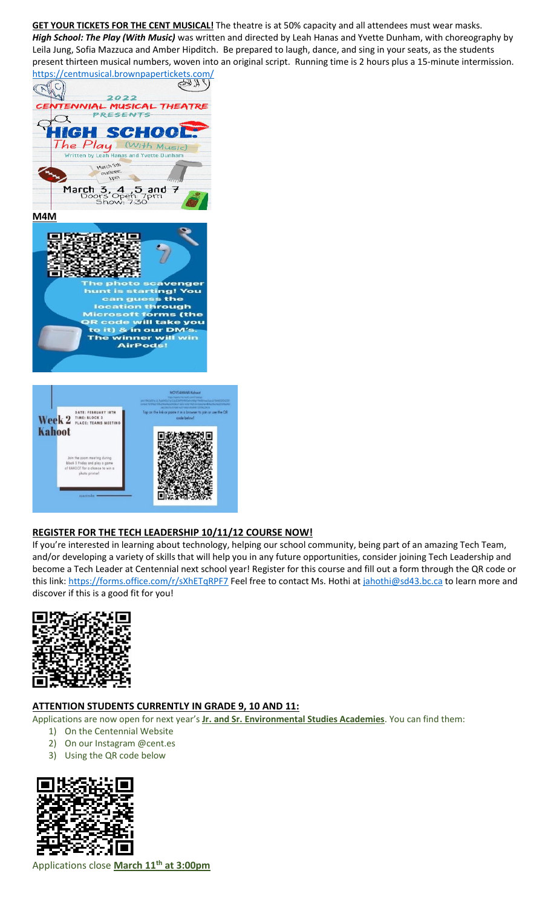**GET YOUR TICKETS FOR THE CENT MUSICAL!** The theatre is at 50% capacity and all attendees must wear masks. ***High School: The Play (With Music)*** was written and directed by Leah Hanas and Yvette Dunham, with choreography by Leila Jung, Sofia Mazzuca and Amber Hipditch. Be prepared to laugh, dance, and sing in your seats, as the students present thirteen musical numbers, woven into an original script. Running time is 2 hours plus a 15-minute intermission. https://centmusical.brownpapertickets.com/

2022
CENTENNIAL MUSICAL THEATRE
PRESENTS
HIGH SCHOOL:
The Play (With Music)
Written by Leah Hanas and Yvette Dunham
March 5th matinee: 1pm
March 3, 4, 5 and 7
Doors Open 7pm
Show: 7:30

**M4M**

The photo scavenger hunt is starting! You can guess the location through Microsoft forms (the QR code will take you to it) & in our DM's. The winner will win AirPods!

Week 2 Kahoot
DATE: FEBRUARY 18TH
TIME: BLOCK 5
PLACE: TEAMS MEETING

Join the zoom meeting during block 5 Friday and play a game of KAHOOT for a chance to win a photo printer!

MOVE4MANA Kahoot
Tap on the link or paste it in a browser to join or use the QR code below!

## REGISTER FOR THE TECH LEADERSHIP 10/11/12 COURSE NOW!

If you're interested in learning about technology, helping our school community, being part of an amazing Tech Team, and/or developing a variety of skills that will help you in any future opportunities, consider joining Tech Leadership and become a Tech Leader at Centennial next school year! Register for this course and fill out a form through the QR code or this link: https://forms.office.com/r/sXhETqRPF7 Feel free to contact Ms. Hothi at jahothi@sd43.bc.ca to learn more and discover if this is a good fit for you!

## ATTENTION STUDENTS CURRENTLY IN GRADE 9, 10 AND 11:

Applications are now open for next year's **Jr. and Sr. Environmental Studies Academies**. You can find them:

1) On the Centennial Website
2) On our Instagram @cent.es
3) Using the QR code below

Applications close **March 11th at 3:00pm**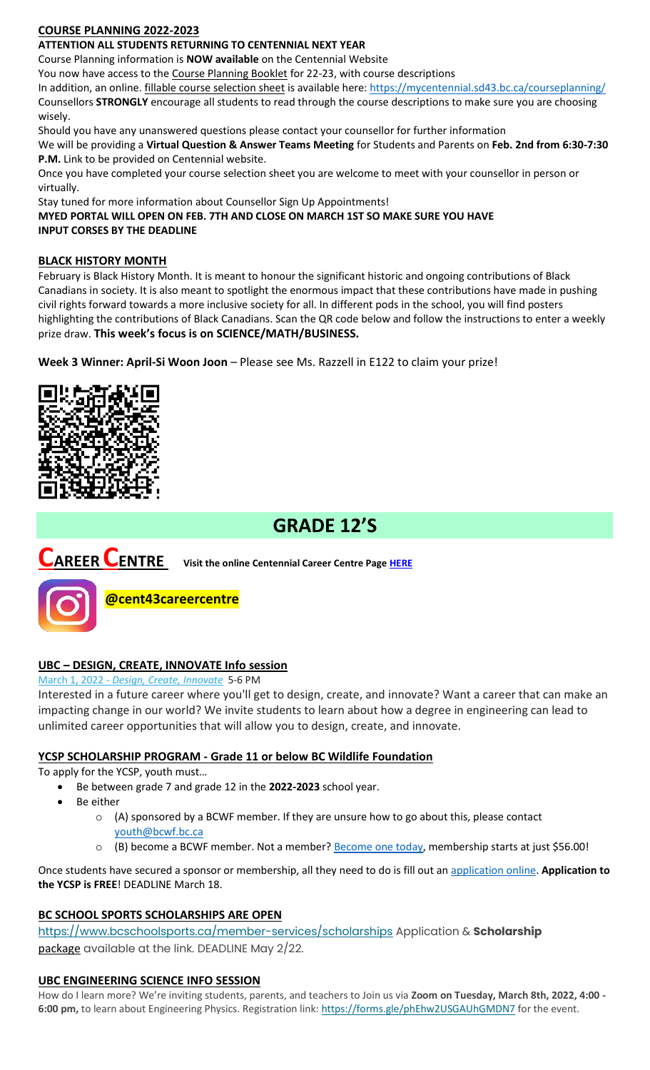**COURSE PLANNING 2022-2023**

**ATTENTION ALL STUDENTS RETURNING TO CENTENNIAL NEXT YEAR**

Course Planning information is **NOW available** on the Centennial Website

You now have access to the Course Planning Booklet for 22-23, with course descriptions

In addition, an online. fillable course selection sheet is available here: https://mycentennial.sd43.bc.ca/courseplanning/

Counsellors **STRONGLY** encourage all students to read through the course descriptions to make sure you are choosing wisely.

Should you have any unanswered questions please contact your counsellor for further information

We will be providing a **Virtual Question & Answer Teams Meeting** for Students and Parents on **Feb. 2nd from 6:30-7:30 P.M.** Link to be provided on Centennial website.

Once you have completed your course selection sheet you are welcome to meet with your counsellor in person or virtually.

Stay tuned for more information about Counsellor Sign Up Appointments!

**MYED PORTAL WILL OPEN ON FEB. 7TH AND CLOSE ON MARCH 1ST SO MAKE SURE YOU HAVE INPUT CORSES BY THE DEADLINE**

**BLACK HISTORY MONTH**

February is Black History Month. It is meant to honour the significant historic and ongoing contributions of Black Canadians in society. It is also meant to spotlight the enormous impact that these contributions have made in pushing civil rights forward towards a more inclusive society for all. In different pods in the school, you will find posters highlighting the contributions of Black Canadians. Scan the QR code below and follow the instructions to enter a weekly prize draw. **This week's focus is on SCIENCE/MATH/BUSINESS.**

**Week 3 Winner: April-Si Woon Joon** – Please see Ms. Razzell in E122 to claim your prize!

# GRADE 12'S

## CAREER CENTRE

**Visit the online Centennial Career Centre Page HERE**

**@cent43careercentre**

**UBC – DESIGN, CREATE, INNOVATE Info session**

March 1, 2022 - *Design, Create, Innovate* 5-6 PM

Interested in a future career where you'll get to design, create, and innovate? Want a career that can make an impacting change in our world? We invite students to learn about how a degree in engineering can lead to unlimited career opportunities that will allow you to design, create, and innovate.

**YCSP SCHOLARSHIP PROGRAM - Grade 11 or below BC Wildlife Foundation**

To apply for the YCSP, youth must…

- Be between grade 7 and grade 12 in the **2022-2023** school year.
- Be either
  - (A) sponsored by a BCWF member. If they are unsure how to go about this, please contact youth@bcwf.bc.ca
  - (B) become a BCWF member. Not a member? Become one today, membership starts at just $56.00!

Once students have secured a sponsor or membership, all they need to do is fill out an application online. **Application to the YCSP is FREE**! DEADLINE March 18.

**BC SCHOOL SPORTS SCHOLARSHIPS ARE OPEN**

https://www.bcschoolsports.ca/member-services/scholarships Application & **Scholarship** package available at the link. DEADLINE May 2/22.

**UBC ENGINEERING SCIENCE INFO SESSION**

How do I learn more? We're inviting students, parents, and teachers to Join us via **Zoom on Tuesday, March 8th, 2022, 4:00 - 6:00 pm,** to learn about Engineering Physics. Registration link: https://forms.gle/phEhw2USGAUhGMDN7 for the event.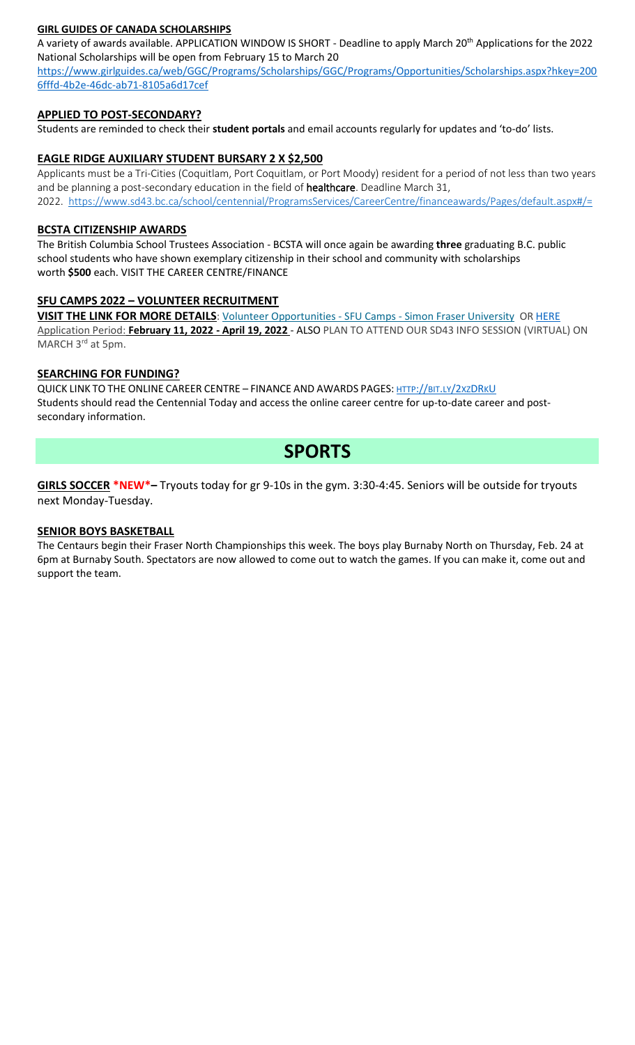**GIRL GUIDES OF CANADA SCHOLARSHIPS**

A variety of awards available. APPLICATION WINDOW IS SHORT - Deadline to apply March 20th Applications for the 2022 National Scholarships will be open from February 15 to March 20
https://www.girlguides.ca/web/GGC/Programs/Scholarships/GGC/Programs/Opportunities/Scholarships.aspx?hkey=2006fffd-4b2e-46dc-ab71-8105a6d17cef

**APPLIED TO POST-SECONDARY?**

Students are reminded to check their **student portals** and email accounts regularly for updates and 'to-do' lists.

**EAGLE RIDGE AUXILIARY STUDENT BURSARY 2 X $2,500**

Applicants must be a Tri-Cities (Coquitlam, Port Coquitlam, or Port Moody) resident for a period of not less than two years and be planning a post-secondary education in the field of **healthcare**. Deadline March 31, 2022. https://www.sd43.bc.ca/school/centennial/ProgramsServices/CareerCentre/financeawards/Pages/default.aspx#/=

**BCSTA CITIZENSHIP AWARDS**

The British Columbia School Trustees Association - BCSTA will once again be awarding **three** graduating B.C. public school students who have shown exemplary citizenship in their school and community with scholarships worth **$500** each. VISIT THE CAREER CENTRE/FINANCE

**SFU CAMPS 2022 – VOLUNTEER RECRUITMENT**

**VISIT THE LINK FOR MORE DETAILS**: Volunteer Opportunities - SFU Camps - Simon Fraser University OR HERE
Application Period: **February 11, 2022 - April 19, 2022** - ALSO PLAN TO ATTEND OUR SD43 INFO SESSION (VIRTUAL) ON MARCH 3rd at 5pm.

**SEARCHING FOR FUNDING?**

QUICK LINK TO THE ONLINE CAREER CENTRE – FINANCE AND AWARDS PAGES: HTTP://BIT.LY/2XZDRKU
Students should read the Centennial Today and access the online career centre for up-to-date career and post-secondary information.

# SPORTS

**GIRLS SOCCER** ***NEW*** – Tryouts today for gr 9-10s in the gym. 3:30-4:45. Seniors will be outside for tryouts next Monday-Tuesday.

**SENIOR BOYS BASKETBALL**

The Centaurs begin their Fraser North Championships this week. The boys play Burnaby North on Thursday, Feb. 24 at 6pm at Burnaby South. Spectators are now allowed to come out to watch the games. If you can make it, come out and support the team.